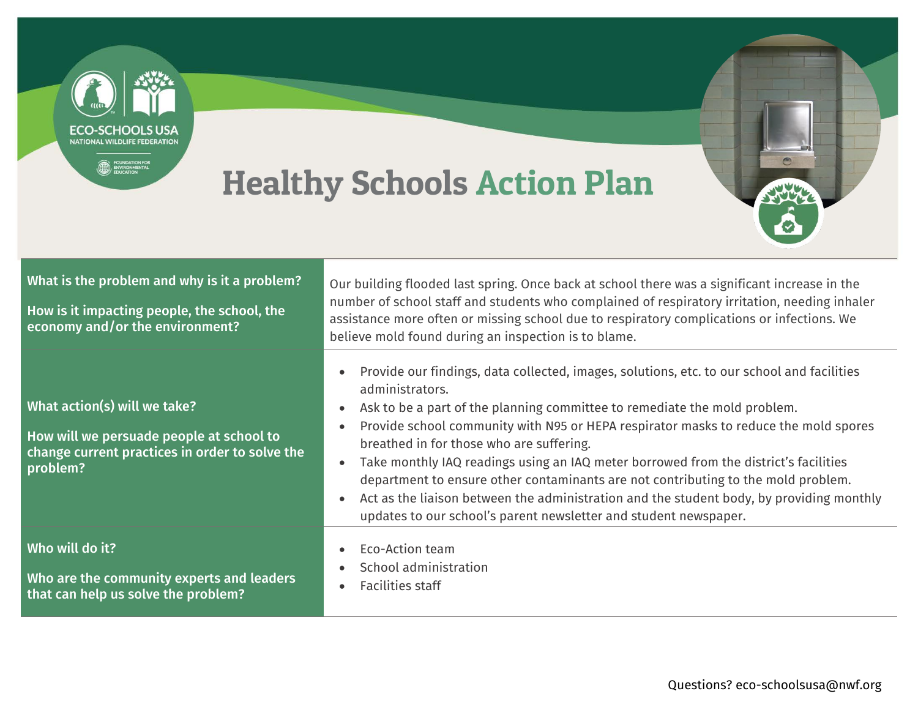# Healthy Schools Action Plan

| | |
|---|---|
| **What is the problem and why is it a problem?**<br><br>**How is it impacting people, the school, the economy and/or the environment?** | Our building flooded last spring. Once back at school there was a significant increase in the number of school staff and students who complained of respiratory irritation, needing inhaler assistance more often or missing school due to respiratory complications or infections. We believe mold found during an inspection is to blame. |
| **What action(s) will we take?**<br><br>**How will we persuade people at school to change current practices in order to solve the problem?** | • Provide our findings, data collected, images, solutions, etc. to our school and facilities administrators.<br>• Ask to be a part of the planning committee to remediate the mold problem.<br>• Provide school community with N95 or HEPA respirator masks to reduce the mold spores breathed in for those who are suffering.<br>• Take monthly IAQ readings using an IAQ meter borrowed from the district's facilities department to ensure other contaminants are not contributing to the mold problem.<br>• Act as the liaison between the administration and the student body, by providing monthly updates to our school's parent newsletter and student newspaper. |
| **Who will do it?**<br><br>**Who are the community experts and leaders that can help us solve the problem?** | • Eco-Action team<br>• School administration<br>• Facilities staff |

Questions? eco-schoolsusa@nwf.org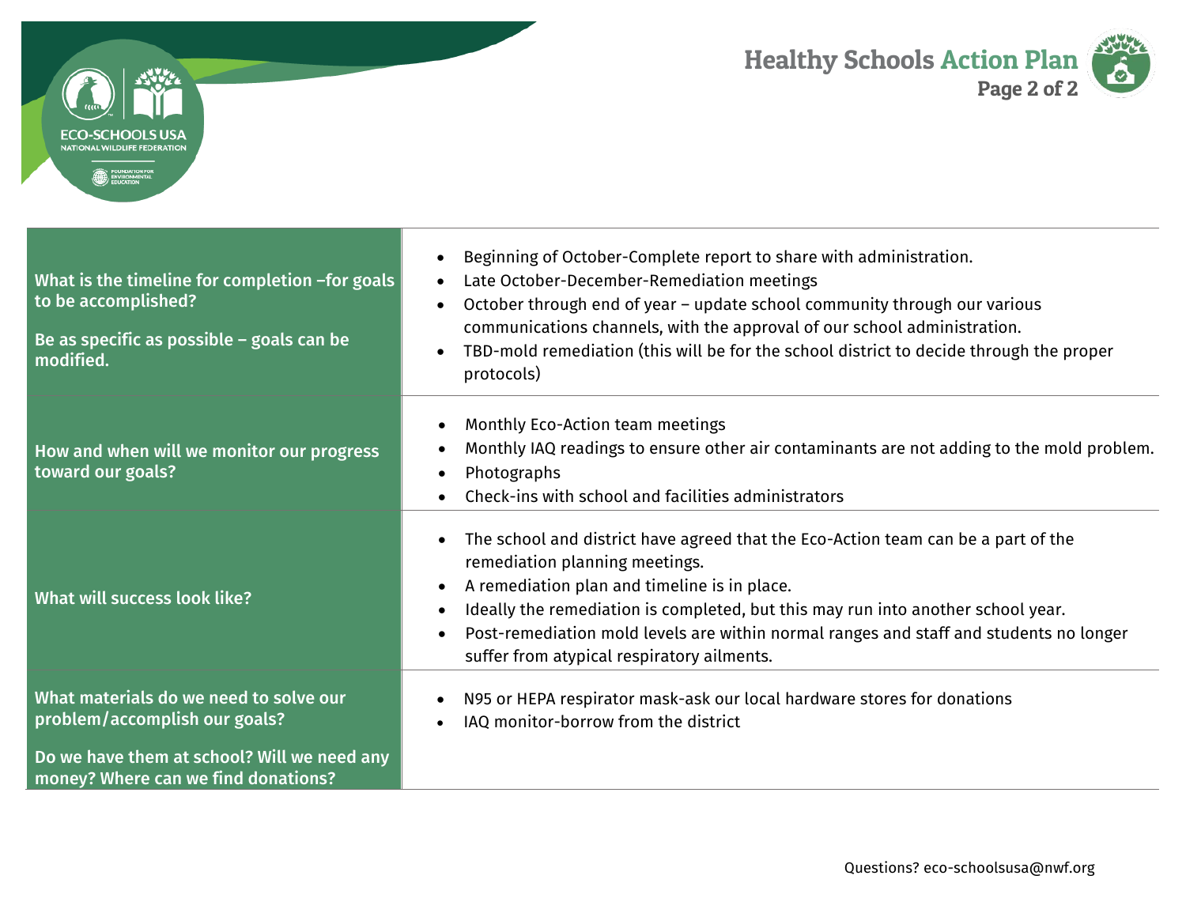| | |
|---|---|
| **What is the timeline for completion –for goals to be accomplished?**<br><br>**Be as specific as possible – goals can be modified.** | • Beginning of October-Complete report to share with administration.<br>• Late October-December-Remediation meetings<br>• October through end of year – update school community through our various communications channels, with the approval of our school administration.<br>• TBD-mold remediation (this will be for the school district to decide through the proper protocols) |
| **How and when will we monitor our progress toward our goals?** | • Monthly Eco-Action team meetings<br>• Monthly IAQ readings to ensure other air contaminants are not adding to the mold problem.<br>• Photographs<br>• Check-ins with school and facilities administrators |
| **What will success look like?** | • The school and district have agreed that the Eco-Action team can be a part of the remediation planning meetings.<br>• A remediation plan and timeline is in place.<br>• Ideally the remediation is completed, but this may run into another school year.<br>• Post-remediation mold levels are within normal ranges and staff and students no longer suffer from atypical respiratory ailments. |
| **What materials do we need to solve our problem/accomplish our goals?**<br><br>**Do we have them at school? Will we need any money? Where can we find donations?** | • N95 or HEPA respirator mask-ask our local hardware stores for donations<br>• IAQ monitor-borrow from the district |

Questions? eco-schoolsusa@nwf.org